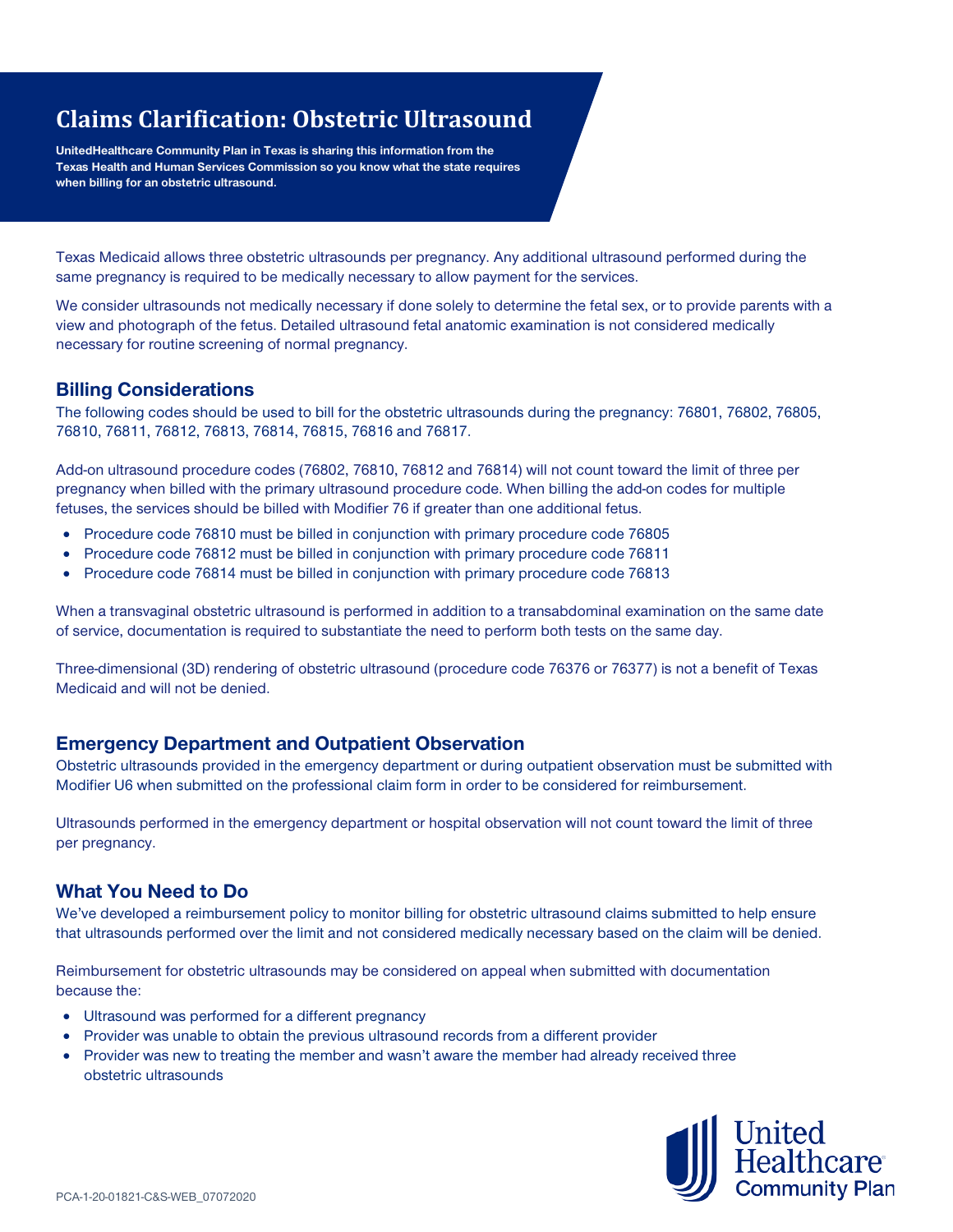# Claims Clarification: Obstetric Ultrasound

**UnitedHealthcare Community Plan in Texas is sharing this information from the Texas Health and Human Services Commission so you know what the state requires when billing for an obstetric ultrasound.**

Texas Medicaid allows three obstetric ultrasounds per pregnancy. Any additional ultrasound performed during the same pregnancy is required to be medically necessary to allow payment for the services.

We consider ultrasounds not medically necessary if done solely to determine the fetal sex, or to provide parents with a view and photograph of the fetus. Detailed ultrasound fetal anatomic examination is not considered medically necessary for routine screening of normal pregnancy.

## Billing Considerations

The following codes should be used to bill for the obstetric ultrasounds during the pregnancy: 76801, 76802, 76805, 76810, 76811, 76812, 76813, 76814, 76815, 76816 and 76817.

Add-on ultrasound procedure codes (76802, 76810, 76812 and 76814) will not count toward the limit of three per pregnancy when billed with the primary ultrasound procedure code. When billing the add-on codes for multiple fetuses, the services should be billed with Modifier 76 if greater than one additional fetus.

- Procedure code 76810 must be billed in conjunction with primary procedure code 76805
- Procedure code 76812 must be billed in conjunction with primary procedure code 76811
- Procedure code 76814 must be billed in conjunction with primary procedure code 76813

When a transvaginal obstetric ultrasound is performed in addition to a transabdominal examination on the same date of service, documentation is required to substantiate the need to perform both tests on the same day.

Three-dimensional (3D) rendering of obstetric ultrasound (procedure code 76376 or 76377) is not a benefit of Texas Medicaid and will not be denied.

## Emergency Department and Outpatient Observation

Obstetric ultrasounds provided in the emergency department or during outpatient observation must be submitted with Modifier U6 when submitted on the professional claim form in order to be considered for reimbursement.

Ultrasounds performed in the emergency department or hospital observation will not count toward the limit of three per pregnancy.

## What You Need to Do

We've developed a reimbursement policy to monitor billing for obstetric ultrasound claims submitted to help ensure that ultrasounds performed over the limit and not considered medically necessary based on the claim will be denied.

Reimbursement for obstetric ultrasounds may be considered on appeal when submitted with documentation because the:

- Ultrasound was performed for a different pregnancy
- Provider was unable to obtain the previous ultrasound records from a different provider
- Provider was new to treating the member and wasn't aware the member had already received three obstetric ultrasounds

United Healthcare Community Plan

PCA-1-20-01821-C&S-WEB_07072020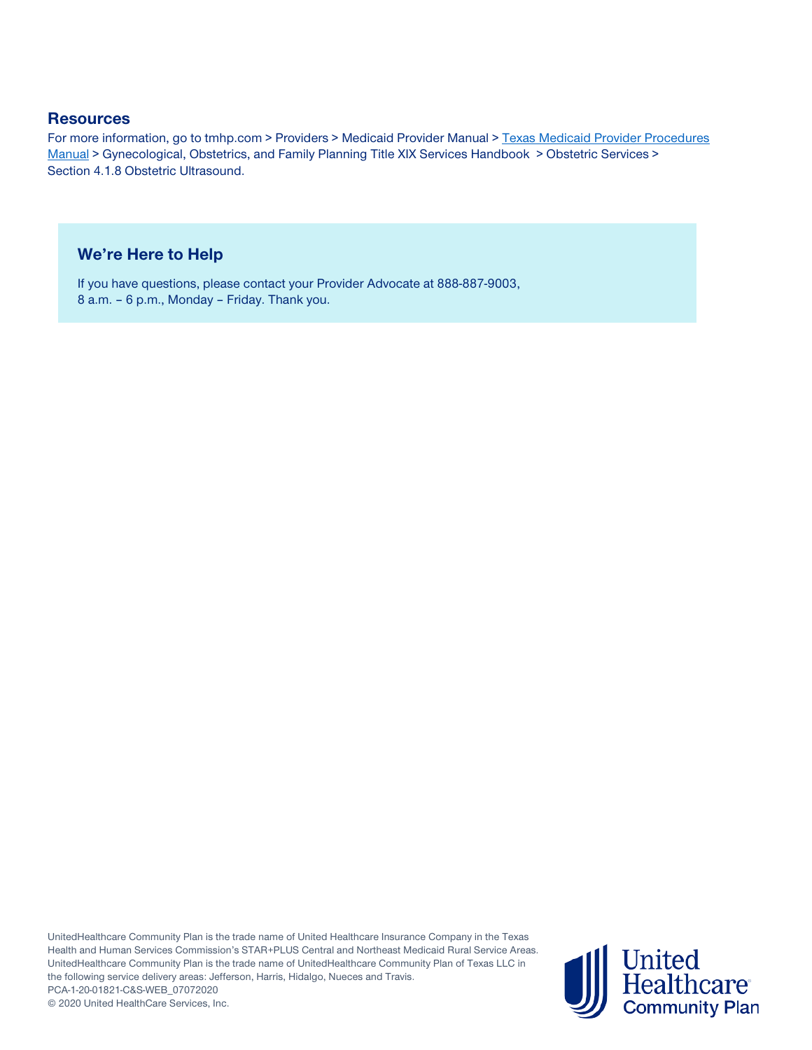## Resources

For more information, go to tmhp.com > Providers > Medicaid Provider Manual > Texas Medicaid Provider Procedures Manual > Gynecological, Obstetrics, and Family Planning Title XIX Services Handbook > Obstetric Services > Section 4.1.8 Obstetric Ultrasound.

### We're Here to Help

If you have questions, please contact your Provider Advocate at 888-887-9003, 8 a.m. – 6 p.m., Monday – Friday. Thank you.

UnitedHealthcare Community Plan is the trade name of United Healthcare Insurance Company in the Texas Health and Human Services Commission's STAR+PLUS Central and Northeast Medicaid Rural Service Areas. UnitedHealthcare Community Plan is the trade name of UnitedHealthcare Community Plan of Texas LLC in the following service delivery areas: Jefferson, Harris, Hidalgo, Nueces and Travis.
PCA-1-20-01821-C&S-WEB_07072020
© 2020 United HealthCare Services, Inc.